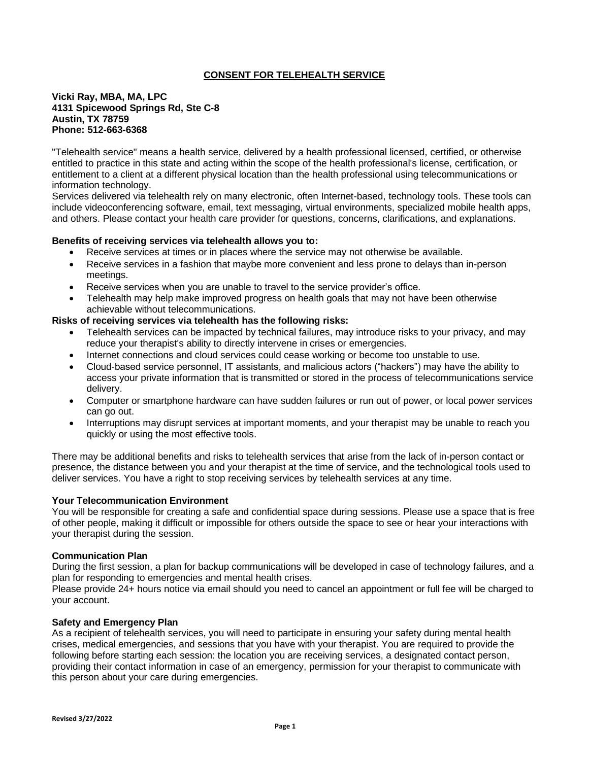# CONSENT FOR TELEHEALTH SERVICE

**Vicki Ray, MBA, MA, LPC**
**4131 Spicewood Springs Rd, Ste C-8**
**Austin, TX 78759**
**Phone: 512-663-6368**

"Telehealth service" means a health service, delivered by a health professional licensed, certified, or otherwise entitled to practice in this state and acting within the scope of the health professional's license, certification, or entitlement to a client at a different physical location than the health professional using telecommunications or information technology.

Services delivered via telehealth rely on many electronic, often Internet-based, technology tools. These tools can include videoconferencing software, email, text messaging, virtual environments, specialized mobile health apps, and others. Please contact your health care provider for questions, concerns, clarifications, and explanations.

**Benefits of receiving services via telehealth allows you to:**

- Receive services at times or in places where the service may not otherwise be available.
- Receive services in a fashion that maybe more convenient and less prone to delays than in-person meetings.
- Receive services when you are unable to travel to the service provider's office.
- Telehealth may help make improved progress on health goals that may not have been otherwise achievable without telecommunications.

**Risks of receiving services via telehealth has the following risks:**

- Telehealth services can be impacted by technical failures, may introduce risks to your privacy, and may reduce your therapist's ability to directly intervene in crises or emergencies.
- Internet connections and cloud services could cease working or become too unstable to use.
- Cloud-based service personnel, IT assistants, and malicious actors ("hackers") may have the ability to access your private information that is transmitted or stored in the process of telecommunications service delivery.
- Computer or smartphone hardware can have sudden failures or run out of power, or local power services can go out.
- Interruptions may disrupt services at important moments, and your therapist may be unable to reach you quickly or using the most effective tools.

There may be additional benefits and risks to telehealth services that arise from the lack of in-person contact or presence, the distance between you and your therapist at the time of service, and the technological tools used to deliver services. You have a right to stop receiving services by telehealth services at any time.

**Your Telecommunication Environment**

You will be responsible for creating a safe and confidential space during sessions. Please use a space that is free of other people, making it difficult or impossible for others outside the space to see or hear your interactions with your therapist during the session.

**Communication Plan**

During the first session, a plan for backup communications will be developed in case of technology failures, and a plan for responding to emergencies and mental health crises.

Please provide 24+ hours notice via email should you need to cancel an appointment or full fee will be charged to your account.

**Safety and Emergency Plan**

As a recipient of telehealth services, you will need to participate in ensuring your safety during mental health crises, medical emergencies, and sessions that you have with your therapist. You are required to provide the following before starting each session: the location you are receiving services, a designated contact person, providing their contact information in case of an emergency, permission for your therapist to communicate with this person about your care during emergencies.

Revised 3/27/2022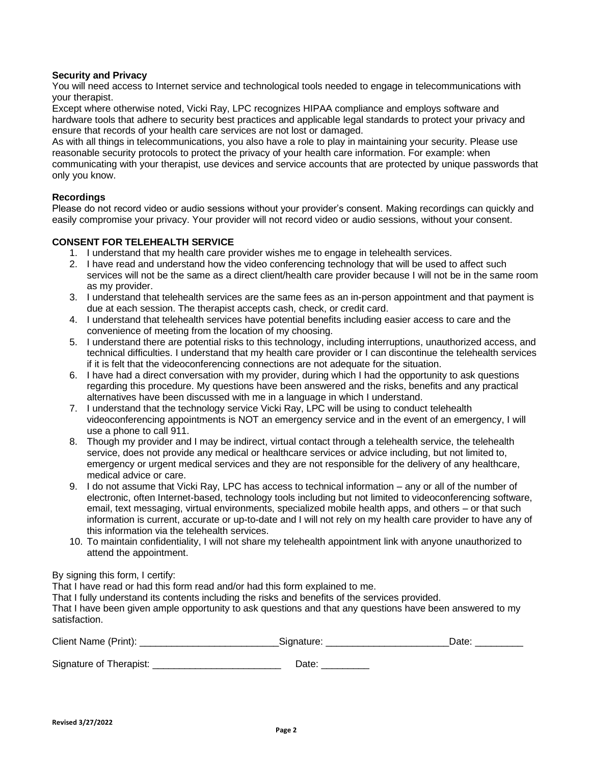**Security and Privacy**

You will need access to Internet service and technological tools needed to engage in telecommunications with your therapist.

Except where otherwise noted, Vicki Ray, LPC recognizes HIPAA compliance and employs software and hardware tools that adhere to security best practices and applicable legal standards to protect your privacy and ensure that records of your health care services are not lost or damaged.

As with all things in telecommunications, you also have a role to play in maintaining your security. Please use reasonable security protocols to protect the privacy of your health care information. For example: when communicating with your therapist, use devices and service accounts that are protected by unique passwords that only you know.

**Recordings**

Please do not record video or audio sessions without your provider's consent. Making recordings can quickly and easily compromise your privacy. Your provider will not record video or audio sessions, without your consent.

**CONSENT FOR TELEHEALTH SERVICE**

1. I understand that my health care provider wishes me to engage in telehealth services.
2. I have read and understand how the video conferencing technology that will be used to affect such services will not be the same as a direct client/health care provider because I will not be in the same room as my provider.
3. I understand that telehealth services are the same fees as an in-person appointment and that payment is due at each session. The therapist accepts cash, check, or credit card.
4. I understand that telehealth services have potential benefits including easier access to care and the convenience of meeting from the location of my choosing.
5. I understand there are potential risks to this technology, including interruptions, unauthorized access, and technical difficulties. I understand that my health care provider or I can discontinue the telehealth services if it is felt that the videoconferencing connections are not adequate for the situation.
6. I have had a direct conversation with my provider, during which I had the opportunity to ask questions regarding this procedure. My questions have been answered and the risks, benefits and any practical alternatives have been discussed with me in a language in which I understand.
7. I understand that the technology service Vicki Ray, LPC will be using to conduct telehealth videoconferencing appointments is NOT an emergency service and in the event of an emergency, I will use a phone to call 911.
8. Though my provider and I may be indirect, virtual contact through a telehealth service, the telehealth service, does not provide any medical or healthcare services or advice including, but not limited to, emergency or urgent medical services and they are not responsible for the delivery of any healthcare, medical advice or care.
9. I do not assume that Vicki Ray, LPC has access to technical information – any or all of the number of electronic, often Internet-based, technology tools including but not limited to videoconferencing software, email, text messaging, virtual environments, specialized mobile health apps, and others – or that such information is current, accurate or up-to-date and I will not rely on my health care provider to have any of this information via the telehealth services.
10. To maintain confidentiality, I will not share my telehealth appointment link with anyone unauthorized to attend the appointment.

By signing this form, I certify:

That I have read or had this form read and/or had this form explained to me.

That I fully understand its contents including the risks and benefits of the services provided.

That I have been given ample opportunity to ask questions and that any questions have been answered to my satisfaction.

Client Name (Print): _________________________Signature: ______________________Date: _________

Signature of Therapist: ________________________ Date: _________

Revised 3/27/2022